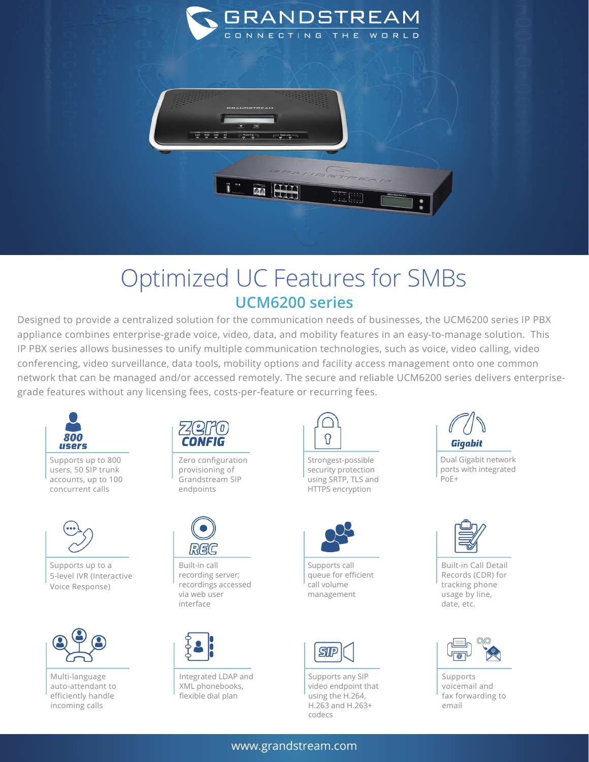# Optimized UC Features for SMBs

## UCM6200 series

Designed to provide a centralized solution for the communication needs of businesses, the UCM6200 series IP PBX appliance combines enterprise-grade voice, video, data, and mobility features in an easy-to-manage solution. This IP PBX series allows businesses to unify multiple communication technologies, such as voice, video calling, video conferencing, video surveillance, data tools, mobility options and facility access management onto one common network that can be managed and/or accessed remotely. The secure and reliable UCM6200 series delivers enterprise-grade features without any licensing fees, costs-per-feature or recurring fees.

- Supports up to 800 users, 50 SIP trunk accounts, up to 100 concurrent calls
- Zero configuration provisioning of Grandstream SIP endpoints
- Strongest-possible security protection using SRTP, TLS and HTTPS encryption
- Dual Gigabit network ports with integrated PoE+
- Supports up to a 5-level IVR (Interactive Voice Response)
- Built-in call recording server; recordings accessed via web user interface
- Supports call queue for efficient call volume management
- Built-in Call Detail Records (CDR) for tracking phone usage by line, date, etc.
- Multi-language auto-attendant to efficiently handle incoming calls
- Integrated LDAP and XML phonebooks, flexible dial plan
- Supports any SIP video endpoint that using the H.264, H.263 and H.263+ codecs
- Supports voicemail and fax forwarding to email

www.grandstream.com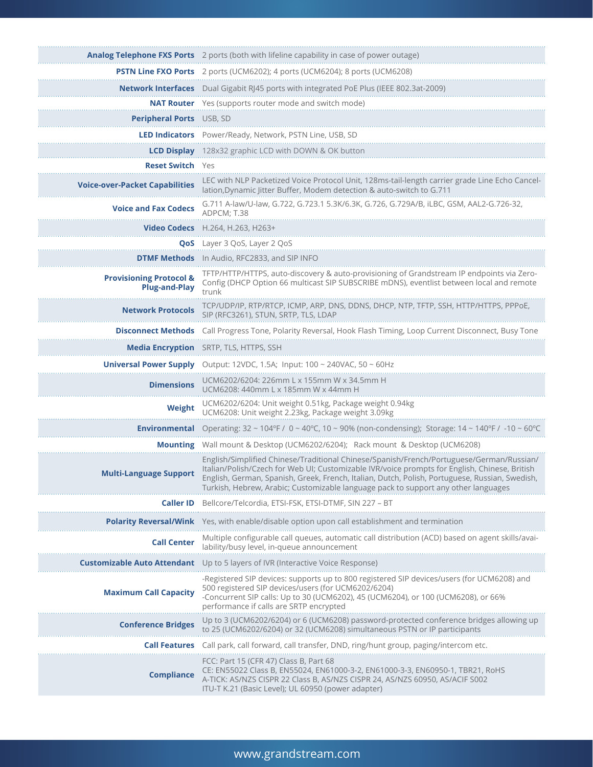| | |
|---|---|
| **Analog Telephone FXS Ports** | 2 ports (both with lifeline capability in case of power outage) |
| **PSTN Line FXO Ports** | 2 ports (UCM6202); 4 ports (UCM6204); 8 ports (UCM6208) |
| **Network Interfaces** | Dual Gigabit RJ45 ports with integrated PoE Plus (IEEE 802.3at-2009) |
| **NAT Router** | Yes (supports router mode and switch mode) |
| **Peripheral Ports** | USB, SD |
| **LED Indicators** | Power/Ready, Network, PSTN Line, USB, SD |
| **LCD Display** | 128x32 graphic LCD with DOWN & OK button |
| **Reset Switch** | Yes |
| **Voice-over-Packet Capabilities** | LEC with NLP Packetized Voice Protocol Unit, 128ms-tail-length carrier grade Line Echo Cancellation,Dynamic Jitter Buffer, Modem detection & auto-switch to G.711 |
| **Voice and Fax Codecs** | G.711 A-law/U-law, G.722, G.723.1 5.3K/6.3K, G.726, G.729A/B, iLBC, GSM, AAL2-G.726-32, ADPCM; T.38 |
| **Video Codecs** | H.264, H.263, H263+ |
| **QoS** | Layer 3 QoS, Layer 2 QoS |
| **DTMF Methods** | In Audio, RFC2833, and SIP INFO |
| **Provisioning Protocol & Plug-and-Play** | TFTP/HTTP/HTTPS, auto-discovery & auto-provisioning of Grandstream IP endpoints via Zero-Config (DHCP Option 66 multicast SIP SUBSCRIBE mDNS), eventlist between local and remote trunk |
| **Network Protocols** | TCP/UDP/IP, RTP/RTCP, ICMP, ARP, DNS, DDNS, DHCP, NTP, TFTP, SSH, HTTP/HTTPS, PPPoE, SIP (RFC3261), STUN, SRTP, TLS, LDAP |
| **Disconnect Methods** | Call Progress Tone, Polarity Reversal, Hook Flash Timing, Loop Current Disconnect, Busy Tone |
| **Media Encryption** | SRTP, TLS, HTTPS, SSH |
| **Universal Power Supply** | Output: 12VDC, 1.5A; Input: 100 ~ 240VAC, 50 ~ 60Hz |
| **Dimensions** | UCM6202/6204: 226mm L x 155mm W x 34.5mm H<br>UCM6208: 440mm L x 185mm W x 44mm H |
| **Weight** | UCM6202/6204: Unit weight 0.51kg, Package weight 0.94kg<br>UCM6208: Unit weight 2.23kg, Package weight 3.09kg |
| **Environmental** | Operating: 32 ~ 104ºF / 0 ~ 40ºC, 10 ~ 90% (non-condensing); Storage: 14 ~ 140ºF / -10 ~ 60ºC |
| **Mounting** | Wall mount & Desktop (UCM6202/6204); Rack mount & Desktop (UCM6208) |
| **Multi-Language Support** | English/Simplified Chinese/Traditional Chinese/Spanish/French/Portuguese/German/Russian/Italian/Polish/Czech for Web UI; Customizable IVR/voice prompts for English, Chinese, British English, German, Spanish, Greek, French, Italian, Dutch, Polish, Portuguese, Russian, Swedish, Turkish, Hebrew, Arabic; Customizable language pack to support any other languages |
| **Caller ID** | Bellcore/Telcordia, ETSI-FSK, ETSI-DTMF, SIN 227 – BT |
| **Polarity Reversal/Wink** | Yes, with enable/disable option upon call establishment and termination |
| **Call Center** | Multiple configurable call queues, automatic call distribution (ACD) based on agent skills/availability/busy level, in-queue announcement |
| **Customizable Auto Attendant** | Up to 5 layers of IVR (Interactive Voice Response) |
| **Maximum Call Capacity** | -Registered SIP devices: supports up to 800 registered SIP devices/users (for UCM6208) and 500 registered SIP devices/users (for UCM6202/6204)<br>-Concurrent SIP calls: Up to 30 (UCM6202), 45 (UCM6204), or 100 (UCM6208), or 66% performance if calls are SRTP encrypted |
| **Conference Bridges** | Up to 3 (UCM6202/6204) or 6 (UCM6208) password-protected conference bridges allowing up to 25 (UCM6202/6204) or 32 (UCM6208) simultaneous PSTN or IP participants |
| **Call Features** | Call park, call forward, call transfer, DND, ring/hunt group, paging/intercom etc. |
| **Compliance** | FCC: Part 15 (CFR 47) Class B, Part 68<br>CE: EN55022 Class B, EN55024, EN61000-3-2, EN61000-3-3, EN60950-1, TBR21, RoHS<br>A-TICK: AS/NZS CISPR 22 Class B, AS/NZS CISPR 24, AS/NZS 60950, AS/ACIF S002<br>ITU-T K.21 (Basic Level); UL 60950 (power adapter) |

www.grandstream.com